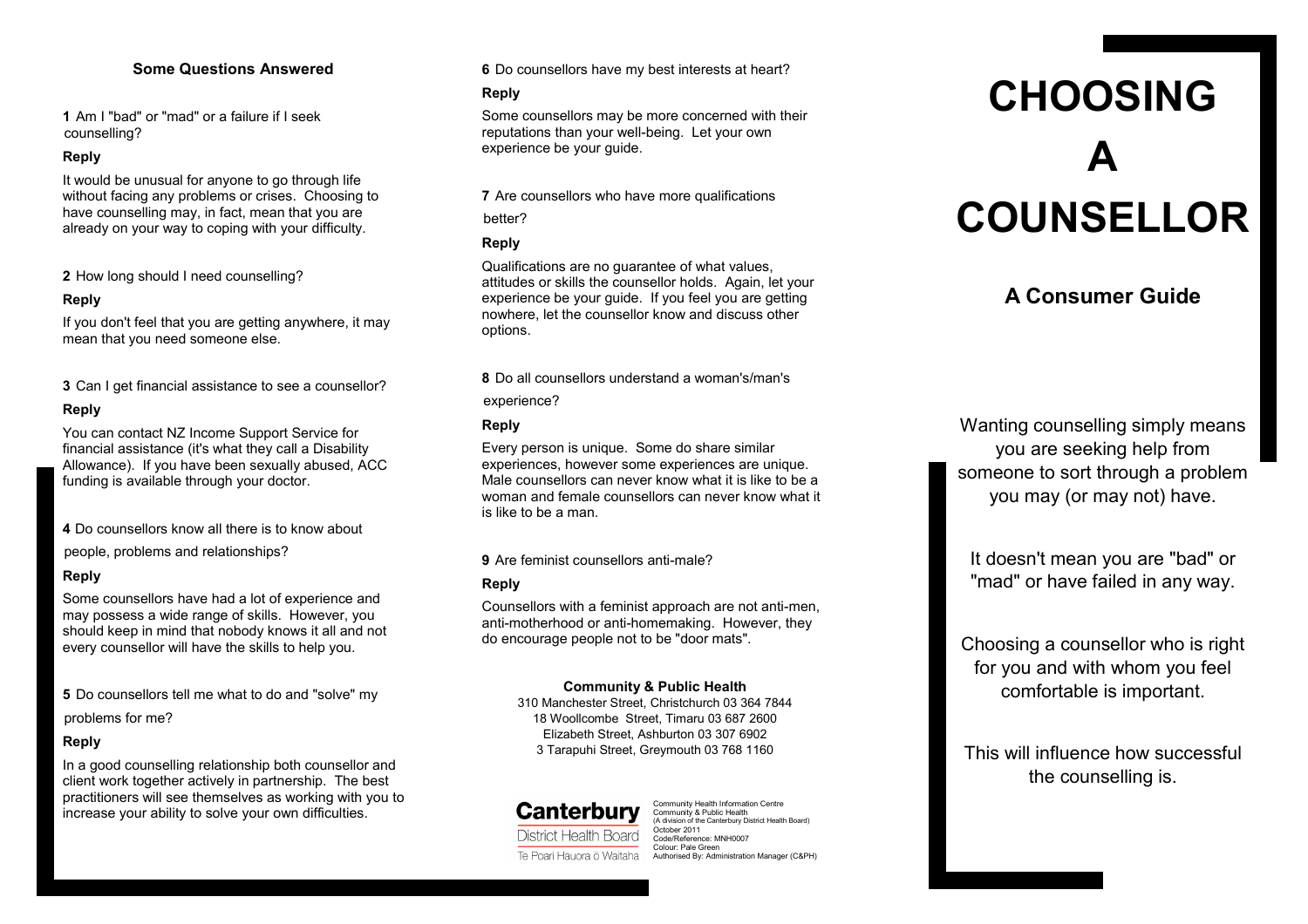## Some Questions Answered

**1** Am I "bad" or "mad" or a failure if I seek counselling?

**Reply**

It would be unusual for anyone to go through life without facing any problems or crises. Choosing to have counselling may, in fact, mean that you are already on your way to coping with your difficulty.

**2** How long should I need counselling?

**Reply**

If you don't feel that you are getting anywhere, it may mean that you need someone else.

**3** Can I get financial assistance to see a counsellor?

**Reply**

You can contact NZ Income Support Service for financial assistance (it's what they call a Disability Allowance). If you have been sexually abused, ACC funding is available through your doctor.

**4** Do counsellors know all there is to know about people, problems and relationships?

**Reply**

Some counsellors have had a lot of experience and may possess a wide range of skills. However, you should keep in mind that nobody knows it all and not every counsellor will have the skills to help you.

**5** Do counsellors tell me what to do and "solve" my problems for me?

**Reply**

In a good counselling relationship both counsellor and client work together actively in partnership. The best practitioners will see themselves as working with you to increase your ability to solve your own difficulties.

**6** Do counsellors have my best interests at heart?

**Reply**

Some counsellors may be more concerned with their reputations than your well-being. Let your own experience be your guide.

**7** Are counsellors who have more qualifications better?

**Reply**

Qualifications are no guarantee of what values, attitudes or skills the counsellor holds. Again, let your experience be your guide. If you feel you are getting nowhere, let the counsellor know and discuss other options.

**8** Do all counsellors understand a woman's/man's experience?

**Reply**

Every person is unique. Some do share similar experiences, however some experiences are unique. Male counsellors can never know what it is like to be a woman and female counsellors can never know what it is like to be a man.

**9** Are feminist counsellors anti-male?

**Reply**

Counsellors with a feminist approach are not anti-men, anti-motherhood or anti-homemaking. However, they do encourage people not to be "door mats".

**Community & Public Health**

310 Manchester Street, Christchurch 03 364 7844
18 Woollcombe Street, Timaru 03 687 2600
Elizabeth Street, Ashburton 03 307 6902
3 Tarapuhi Street, Greymouth 03 768 1160

**Canterbury** District Health Board
Te Poari Hauora ō Waitaha

Community Health Information Centre
Community & Public Health
(A division of the Canterbury District Health Board)
October 2011
Code/Reference: MNH0007
Colour: Pale Green
Authorised By: Administration Manager (C&PH)

# CHOOSING A COUNSELLOR

## A Consumer Guide

Wanting counselling simply means you are seeking help from someone to sort through a problem you may (or may not) have.

It doesn't mean you are "bad" or "mad" or have failed in any way.

Choosing a counsellor who is right for you and with whom you feel comfortable is important.

This will influence how successful the counselling is.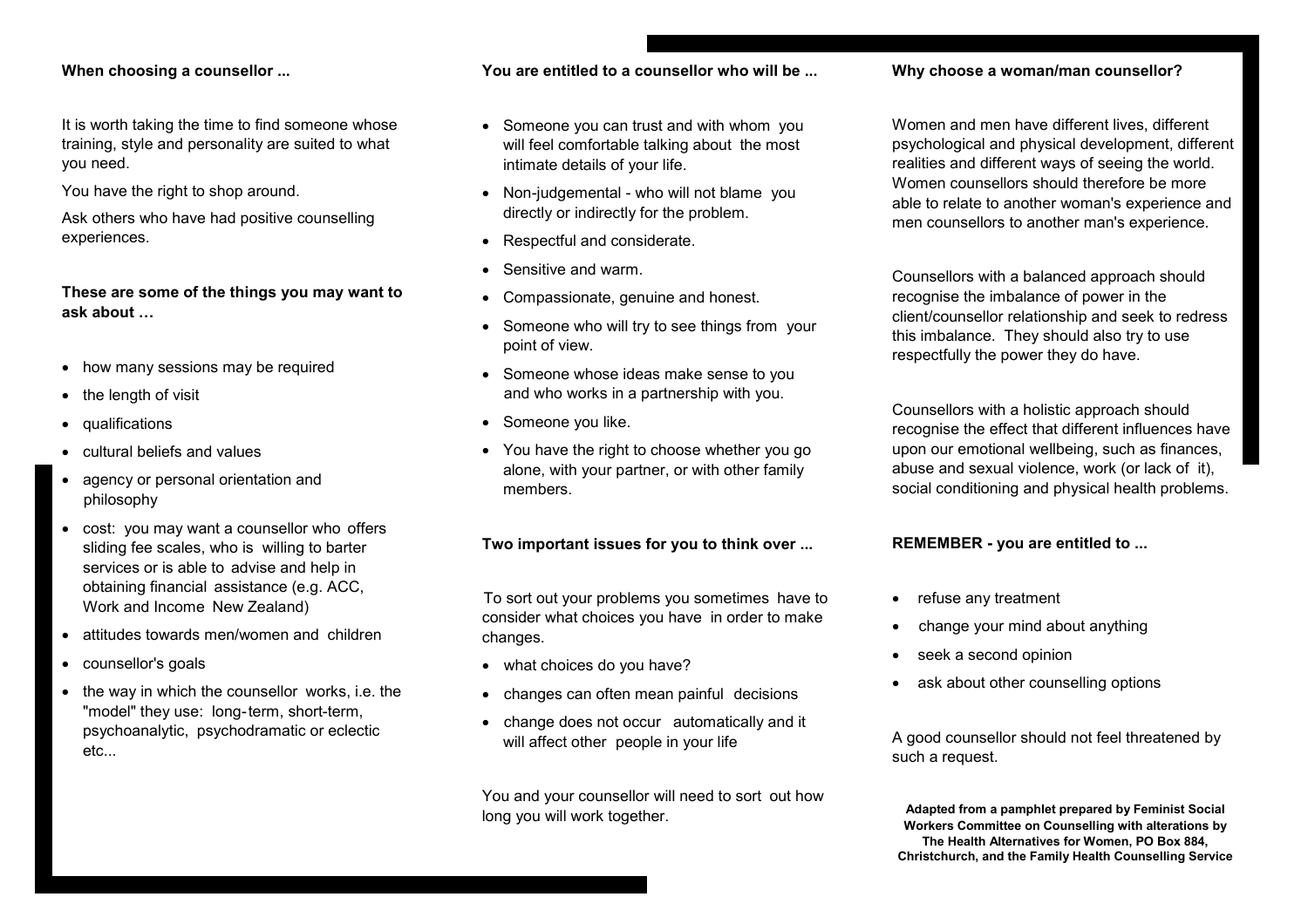**When choosing a counsellor ...**

It is worth taking the time to find someone whose training, style and personality are suited to what you need.

You have the right to shop around.

Ask others who have had positive counselling experiences.

**These are some of the things you may want to ask about …**

- how many sessions may be required
- the length of visit
- qualifications
- cultural beliefs and values
- agency or personal orientation and philosophy
- cost: you may want a counsellor who offers sliding fee scales, who is willing to barter services or is able to advise and help in obtaining financial assistance (e.g. ACC, Work and Income New Zealand)
- attitudes towards men/women and children
- counsellor's goals
- the way in which the counsellor works, i.e. the "model" they use: long-term, short-term, psychoanalytic, psychodramatic or eclectic etc...

**You are entitled to a counsellor who will be ...**

- Someone you can trust and with whom you will feel comfortable talking about the most intimate details of your life.
- Non-judgemental - who will not blame you directly or indirectly for the problem.
- Respectful and considerate.
- Sensitive and warm.
- Compassionate, genuine and honest.
- Someone who will try to see things from your point of view.
- Someone whose ideas make sense to you and who works in a partnership with you.
- Someone you like.
- You have the right to choose whether you go alone, with your partner, or with other family members.

**Two important issues for you to think over ...**

To sort out your problems you sometimes have to consider what choices you have in order to make changes.

- what choices do you have?
- changes can often mean painful decisions
- change does not occur automatically and it will affect other people in your life

You and your counsellor will need to sort out how long you will work together.

**Why choose a woman/man counsellor?**

Women and men have different lives, different psychological and physical development, different realities and different ways of seeing the world. Women counsellors should therefore be more able to relate to another woman's experience and men counsellors to another man's experience.

Counsellors with a balanced approach should recognise the imbalance of power in the client/counsellor relationship and seek to redress this imbalance. They should also try to use respectfully the power they do have.

Counsellors with a holistic approach should recognise the effect that different influences have upon our emotional wellbeing, such as finances, abuse and sexual violence, work (or lack of it), social conditioning and physical health problems.

**REMEMBER - you are entitled to ...**

- refuse any treatment
- change your mind about anything
- seek a second opinion
- ask about other counselling options

A good counsellor should not feel threatened by such a request.

**Adapted from a pamphlet prepared by Feminist Social Workers Committee on Counselling with alterations by The Health Alternatives for Women, PO Box 884, Christchurch, and the Family Health Counselling Service**